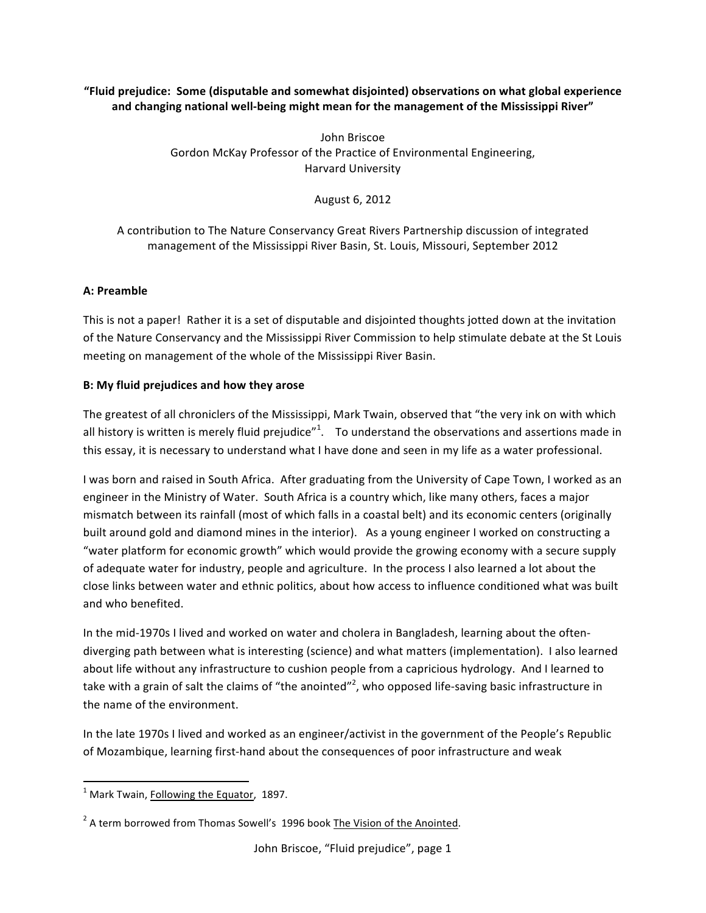**"Fluid prejudice: Some (disputable and somewhat disjointed) observations on what global experience and changing national well-being might mean for the management of the Mississippi River"**

John Briscoe
Gordon McKay Professor of the Practice of Environmental Engineering,
Harvard University

August 6, 2012

A contribution to The Nature Conservancy Great Rivers Partnership discussion of integrated management of the Mississippi River Basin, St. Louis, Missouri, September 2012

## A: Preamble

This is not a paper! Rather it is a set of disputable and disjointed thoughts jotted down at the invitation of the Nature Conservancy and the Mississippi River Commission to help stimulate debate at the St Louis meeting on management of the whole of the Mississippi River Basin.

## B: My fluid prejudices and how they arose

The greatest of all chroniclers of the Mississippi, Mark Twain, observed that "the very ink on with which all history is written is merely fluid prejudice"[1]. To understand the observations and assertions made in this essay, it is necessary to understand what I have done and seen in my life as a water professional.

I was born and raised in South Africa. After graduating from the University of Cape Town, I worked as an engineer in the Ministry of Water. South Africa is a country which, like many others, faces a major mismatch between its rainfall (most of which falls in a coastal belt) and its economic centers (originally built around gold and diamond mines in the interior). As a young engineer I worked on constructing a "water platform for economic growth" which would provide the growing economy with a secure supply of adequate water for industry, people and agriculture. In the process I also learned a lot about the close links between water and ethnic politics, about how access to influence conditioned what was built and who benefited.

In the mid-1970s I lived and worked on water and cholera in Bangladesh, learning about the often-diverging path between what is interesting (science) and what matters (implementation). I also learned about life without any infrastructure to cushion people from a capricious hydrology. And I learned to take with a grain of salt the claims of "the anointed"[2], who opposed life-saving basic infrastructure in the name of the environment.

In the late 1970s I lived and worked as an engineer/activist in the government of the People's Republic of Mozambique, learning first-hand about the consequences of poor infrastructure and weak

---

[1] Mark Twain, Following the Equator, 1897.

[2] A term borrowed from Thomas Sowell's 1996 book The Vision of the Anointed.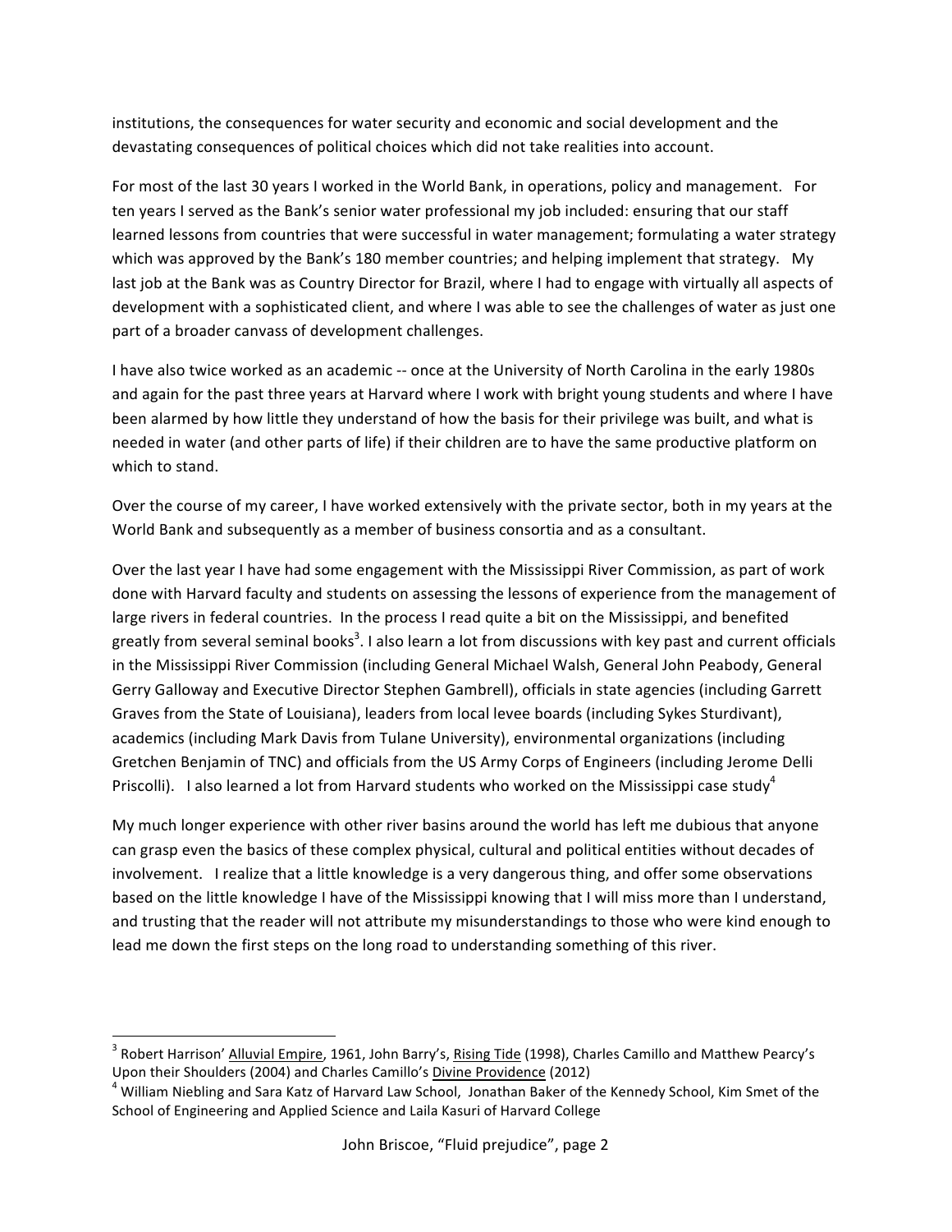institutions, the consequences for water security and economic and social development and the devastating consequences of political choices which did not take realities into account.

For most of the last 30 years I worked in the World Bank, in operations, policy and management. For ten years I served as the Bank's senior water professional my job included: ensuring that our staff learned lessons from countries that were successful in water management; formulating a water strategy which was approved by the Bank's 180 member countries; and helping implement that strategy. My last job at the Bank was as Country Director for Brazil, where I had to engage with virtually all aspects of development with a sophisticated client, and where I was able to see the challenges of water as just one part of a broader canvass of development challenges.

I have also twice worked as an academic -- once at the University of North Carolina in the early 1980s and again for the past three years at Harvard where I work with bright young students and where I have been alarmed by how little they understand of how the basis for their privilege was built, and what is needed in water (and other parts of life) if their children are to have the same productive platform on which to stand.

Over the course of my career, I have worked extensively with the private sector, both in my years at the World Bank and subsequently as a member of business consortia and as a consultant.

Over the last year I have had some engagement with the Mississippi River Commission, as part of work done with Harvard faculty and students on assessing the lessons of experience from the management of large rivers in federal countries. In the process I read quite a bit on the Mississippi, and benefited greatly from several seminal books[3]. I also learn a lot from discussions with key past and current officials in the Mississippi River Commission (including General Michael Walsh, General John Peabody, General Gerry Galloway and Executive Director Stephen Gambrell), officials in state agencies (including Garrett Graves from the State of Louisiana), leaders from local levee boards (including Sykes Sturdivant), academics (including Mark Davis from Tulane University), environmental organizations (including Gretchen Benjamin of TNC) and officials from the US Army Corps of Engineers (including Jerome Delli Priscolli). I also learned a lot from Harvard students who worked on the Mississippi case study[4]

My much longer experience with other river basins around the world has left me dubious that anyone can grasp even the basics of these complex physical, cultural and political entities without decades of involvement. I realize that a little knowledge is a very dangerous thing, and offer some observations based on the little knowledge I have of the Mississippi knowing that I will miss more than I understand, and trusting that the reader will not attribute my misunderstandings to those who were kind enough to lead me down the first steps on the long road to understanding something of this river.

---

[3] Robert Harrison' Alluvial Empire, 1961, John Barry's, Rising Tide (1998), Charles Camillo and Matthew Pearcy's Upon their Shoulders (2004) and Charles Camillo's Divine Providence (2012)

[4] William Niebling and Sara Katz of Harvard Law School, Jonathan Baker of the Kennedy School, Kim Smet of the School of Engineering and Applied Science and Laila Kasuri of Harvard College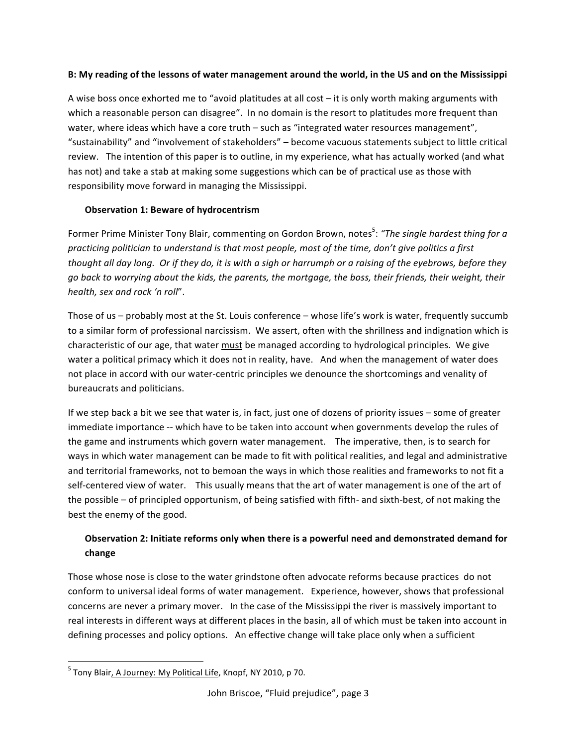**B: My reading of the lessons of water management around the world, in the US and on the Mississippi**

A wise boss once exhorted me to "avoid platitudes at all cost – it is only worth making arguments with which a reasonable person can disagree". In no domain is the resort to platitudes more frequent than water, where ideas which have a core truth – such as "integrated water resources management", "sustainability" and "involvement of stakeholders" – become vacuous statements subject to little critical review. The intention of this paper is to outline, in my experience, what has actually worked (and what has not) and take a stab at making some suggestions which can be of practical use as those with responsibility move forward in managing the Mississippi.

**Observation 1: Beware of hydrocentrism**

Former Prime Minister Tony Blair, commenting on Gordon Brown, notes[5]: *"The single hardest thing for a practicing politician to understand is that most people, most of the time, don't give politics a first thought all day long. Or if they do, it is with a sigh or harrumph or a raising of the eyebrows, before they go back to worrying about the kids, the parents, the mortgage, the boss, their friends, their weight, their health, sex and rock 'n roll*".

Those of us – probably most at the St. Louis conference – whose life's work is water, frequently succumb to a similar form of professional narcissism. We assert, often with the shrillness and indignation which is characteristic of our age, that water <u>must</u> be managed according to hydrological principles. We give water a political primacy which it does not in reality, have. And when the management of water does not place in accord with our water-centric principles we denounce the shortcomings and venality of bureaucrats and politicians.

If we step back a bit we see that water is, in fact, just one of dozens of priority issues – some of greater immediate importance -- which have to be taken into account when governments develop the rules of the game and instruments which govern water management. The imperative, then, is to search for ways in which water management can be made to fit with political realities, and legal and administrative and territorial frameworks, not to bemoan the ways in which those realities and frameworks to not fit a self-centered view of water. This usually means that the art of water management is one of the art of the possible – of principled opportunism, of being satisfied with fifth- and sixth-best, of not making the best the enemy of the good.

**Observation 2: Initiate reforms only when there is a powerful need and demonstrated demand for change**

Those whose nose is close to the water grindstone often advocate reforms because practices do not conform to universal ideal forms of water management. Experience, however, shows that professional concerns are never a primary mover. In the case of the Mississippi the river is massively important to real interests in different ways at different places in the basin, all of which must be taken into account in defining processes and policy options. An effective change will take place only when a sufficient

---

[5] Tony Blair, A Journey: My Political Life, Knopf, NY 2010, p 70.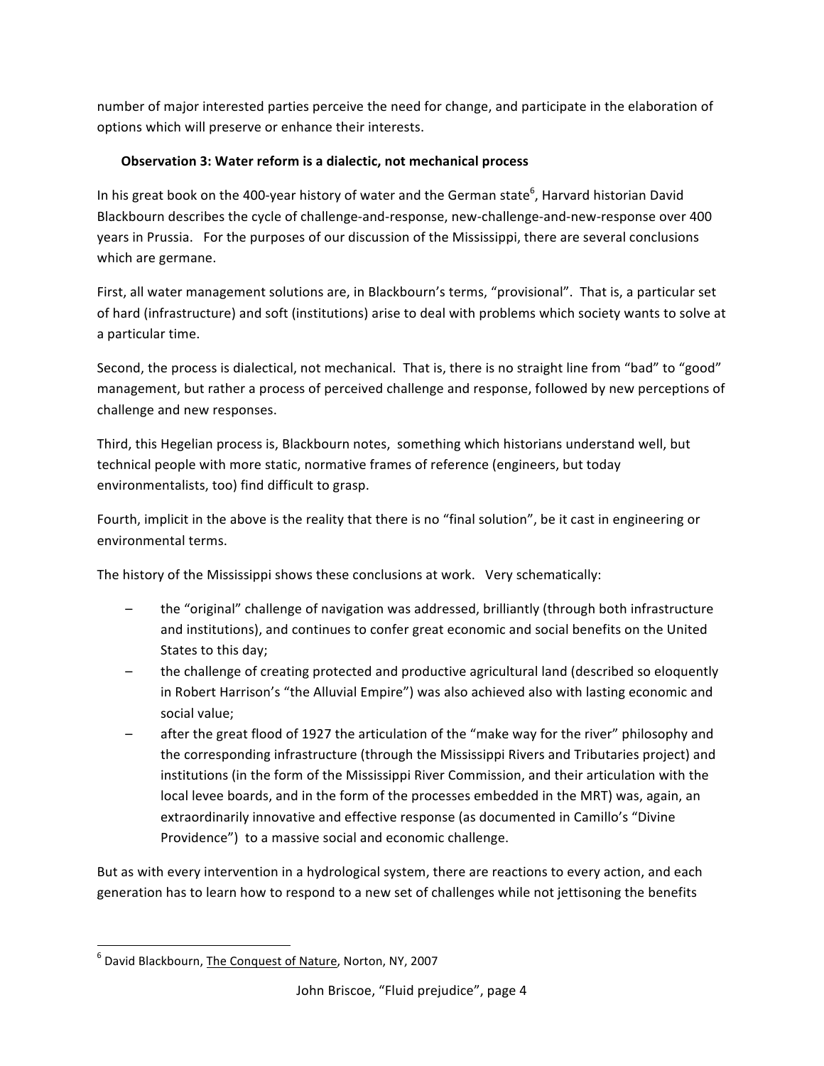number of major interested parties perceive the need for change, and participate in the elaboration of options which will preserve or enhance their interests.

**Observation 3: Water reform is a dialectic, not mechanical process**

In his great book on the 400-year history of water and the German state[6], Harvard historian David Blackbourn describes the cycle of challenge-and-response, new-challenge-and-new-response over 400 years in Prussia. For the purposes of our discussion of the Mississippi, there are several conclusions which are germane.

First, all water management solutions are, in Blackbourn's terms, "provisional". That is, a particular set of hard (infrastructure) and soft (institutions) arise to deal with problems which society wants to solve at a particular time.

Second, the process is dialectical, not mechanical. That is, there is no straight line from "bad" to "good" management, but rather a process of perceived challenge and response, followed by new perceptions of challenge and new responses.

Third, this Hegelian process is, Blackbourn notes, something which historians understand well, but technical people with more static, normative frames of reference (engineers, but today environmentalists, too) find difficult to grasp.

Fourth, implicit in the above is the reality that there is no "final solution", be it cast in engineering or environmental terms.

The history of the Mississippi shows these conclusions at work. Very schematically:

- the "original" challenge of navigation was addressed, brilliantly (through both infrastructure and institutions), and continues to confer great economic and social benefits on the United States to this day;
- the challenge of creating protected and productive agricultural land (described so eloquently in Robert Harrison's "the Alluvial Empire") was also achieved also with lasting economic and social value;
- after the great flood of 1927 the articulation of the "make way for the river" philosophy and the corresponding infrastructure (through the Mississippi Rivers and Tributaries project) and institutions (in the form of the Mississippi River Commission, and their articulation with the local levee boards, and in the form of the processes embedded in the MRT) was, again, an extraordinarily innovative and effective response (as documented in Camillo's "Divine Providence") to a massive social and economic challenge.

But as with every intervention in a hydrological system, there are reactions to every action, and each generation has to learn how to respond to a new set of challenges while not jettisoning the benefits

[6] David Blackbourn, <u>The Conquest of Nature</u>, Norton, NY, 2007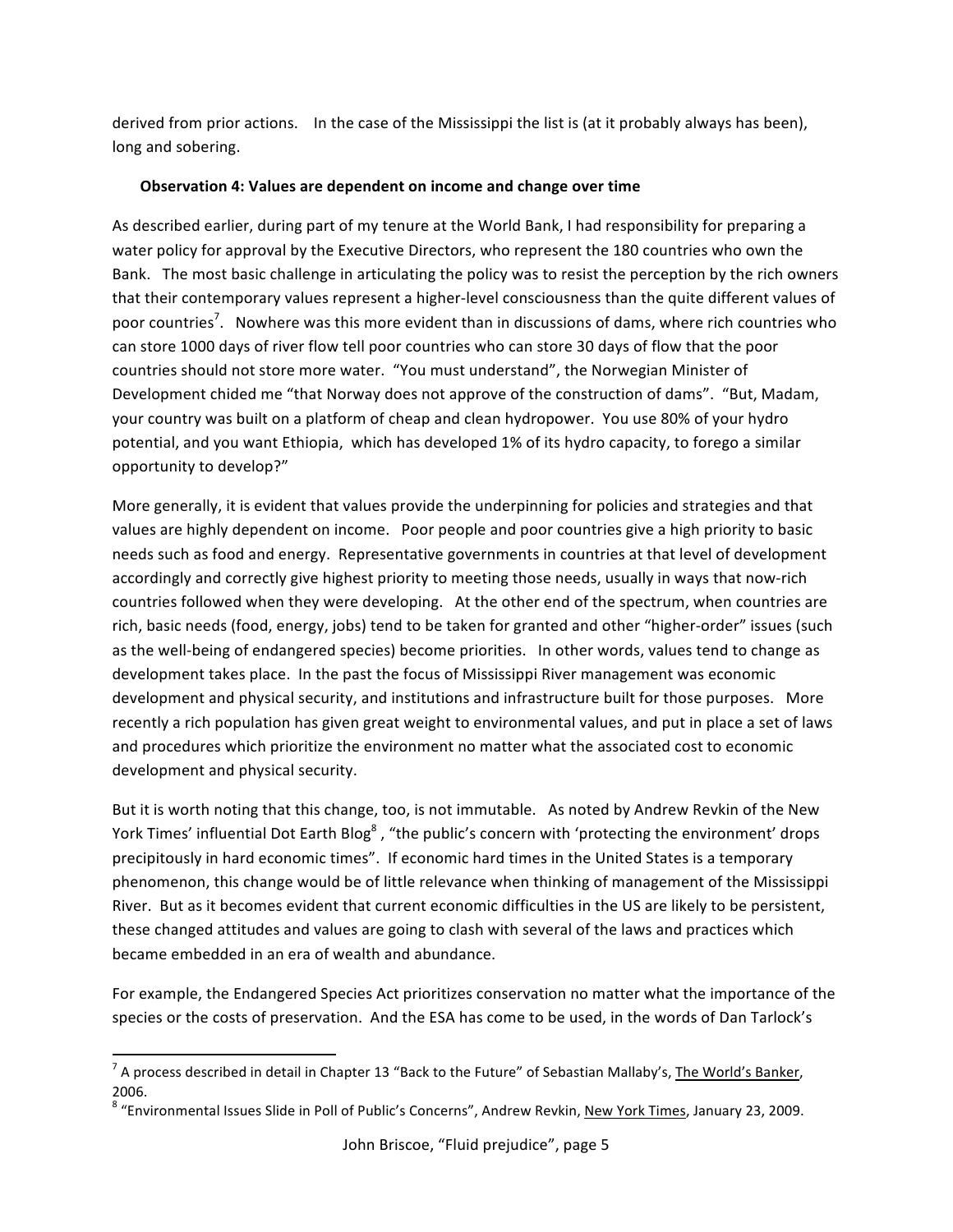derived from prior actions. In the case of the Mississippi the list is (at it probably always has been), long and sobering.

**Observation 4: Values are dependent on income and change over time**

As described earlier, during part of my tenure at the World Bank, I had responsibility for preparing a water policy for approval by the Executive Directors, who represent the 180 countries who own the Bank. The most basic challenge in articulating the policy was to resist the perception by the rich owners that their contemporary values represent a higher-level consciousness than the quite different values of poor countries[7]. Nowhere was this more evident than in discussions of dams, where rich countries who can store 1000 days of river flow tell poor countries who can store 30 days of flow that the poor countries should not store more water. "You must understand", the Norwegian Minister of Development chided me "that Norway does not approve of the construction of dams". "But, Madam, your country was built on a platform of cheap and clean hydropower. You use 80% of your hydro potential, and you want Ethiopia, which has developed 1% of its hydro capacity, to forego a similar opportunity to develop?"

More generally, it is evident that values provide the underpinning for policies and strategies and that values are highly dependent on income. Poor people and poor countries give a high priority to basic needs such as food and energy. Representative governments in countries at that level of development accordingly and correctly give highest priority to meeting those needs, usually in ways that now-rich countries followed when they were developing. At the other end of the spectrum, when countries are rich, basic needs (food, energy, jobs) tend to be taken for granted and other "higher-order" issues (such as the well-being of endangered species) become priorities. In other words, values tend to change as development takes place. In the past the focus of Mississippi River management was economic development and physical security, and institutions and infrastructure built for those purposes. More recently a rich population has given great weight to environmental values, and put in place a set of laws and procedures which prioritize the environment no matter what the associated cost to economic development and physical security.

But it is worth noting that this change, too, is not immutable. As noted by Andrew Revkin of the New York Times' influential Dot Earth Blog[8], "the public's concern with 'protecting the environment' drops precipitously in hard economic times". If economic hard times in the United States is a temporary phenomenon, this change would be of little relevance when thinking of management of the Mississippi River. But as it becomes evident that current economic difficulties in the US are likely to be persistent, these changed attitudes and values are going to clash with several of the laws and practices which became embedded in an era of wealth and abundance.

For example, the Endangered Species Act prioritizes conservation no matter what the importance of the species or the costs of preservation. And the ESA has come to be used, in the words of Dan Tarlock's

---

[7] A process described in detail in Chapter 13 "Back to the Future" of Sebastian Mallaby's, The World's Banker, 2006.

[8] "Environmental Issues Slide in Poll of Public's Concerns", Andrew Revkin, New York Times, January 23, 2009.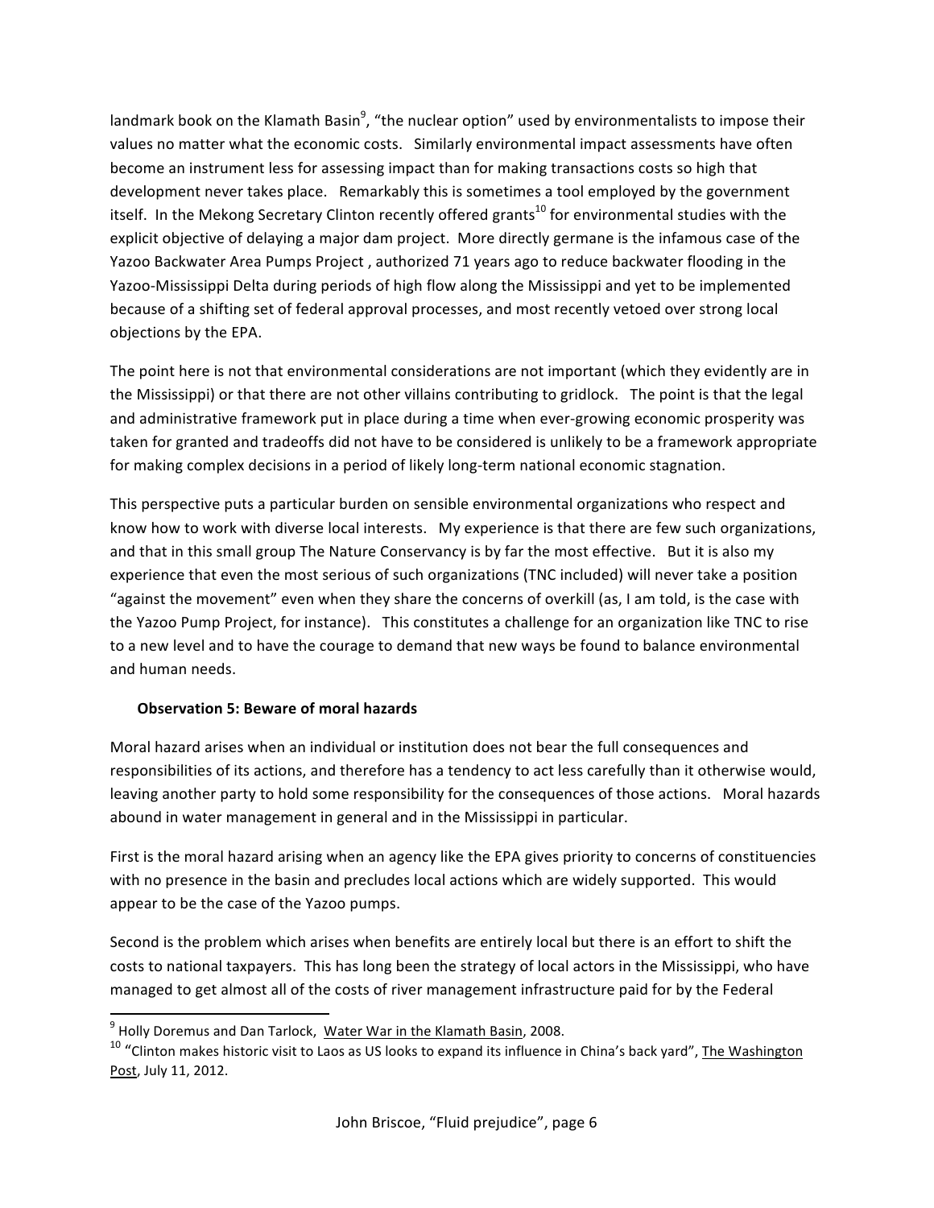landmark book on the Klamath Basin[9], "the nuclear option" used by environmentalists to impose their values no matter what the economic costs. Similarly environmental impact assessments have often become an instrument less for assessing impact than for making transactions costs so high that development never takes place. Remarkably this is sometimes a tool employed by the government itself. In the Mekong Secretary Clinton recently offered grants[10] for environmental studies with the explicit objective of delaying a major dam project. More directly germane is the infamous case of the Yazoo Backwater Area Pumps Project , authorized 71 years ago to reduce backwater flooding in the Yazoo-Mississippi Delta during periods of high flow along the Mississippi and yet to be implemented because of a shifting set of federal approval processes, and most recently vetoed over strong local objections by the EPA.

The point here is not that environmental considerations are not important (which they evidently are in the Mississippi) or that there are not other villains contributing to gridlock. The point is that the legal and administrative framework put in place during a time when ever-growing economic prosperity was taken for granted and tradeoffs did not have to be considered is unlikely to be a framework appropriate for making complex decisions in a period of likely long-term national economic stagnation.

This perspective puts a particular burden on sensible environmental organizations who respect and know how to work with diverse local interests. My experience is that there are few such organizations, and that in this small group The Nature Conservancy is by far the most effective. But it is also my experience that even the most serious of such organizations (TNC included) will never take a position "against the movement" even when they share the concerns of overkill (as, I am told, is the case with the Yazoo Pump Project, for instance). This constitutes a challenge for an organization like TNC to rise to a new level and to have the courage to demand that new ways be found to balance environmental and human needs.

**Observation 5: Beware of moral hazards**

Moral hazard arises when an individual or institution does not bear the full consequences and responsibilities of its actions, and therefore has a tendency to act less carefully than it otherwise would, leaving another party to hold some responsibility for the consequences of those actions. Moral hazards abound in water management in general and in the Mississippi in particular.

First is the moral hazard arising when an agency like the EPA gives priority to concerns of constituencies with no presence in the basin and precludes local actions which are widely supported. This would appear to be the case of the Yazoo pumps.

Second is the problem which arises when benefits are entirely local but there is an effort to shift the costs to national taxpayers. This has long been the strategy of local actors in the Mississippi, who have managed to get almost all of the costs of river management infrastructure paid for by the Federal

---

[9] Holly Doremus and Dan Tarlock, Water War in the Klamath Basin, 2008.

[10] "Clinton makes historic visit to Laos as US looks to expand its influence in China's back yard", The Washington Post, July 11, 2012.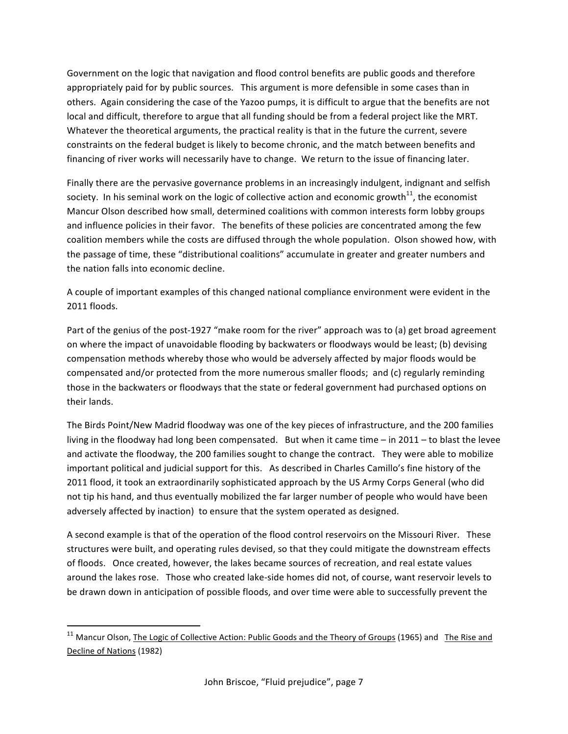Government on the logic that navigation and flood control benefits are public goods and therefore appropriately paid for by public sources. This argument is more defensible in some cases than in others. Again considering the case of the Yazoo pumps, it is difficult to argue that the benefits are not local and difficult, therefore to argue that all funding should be from a federal project like the MRT. Whatever the theoretical arguments, the practical reality is that in the future the current, severe constraints on the federal budget is likely to become chronic, and the match between benefits and financing of river works will necessarily have to change. We return to the issue of financing later.

Finally there are the pervasive governance problems in an increasingly indulgent, indignant and selfish society. In his seminal work on the logic of collective action and economic growth[11], the economist Mancur Olson described how small, determined coalitions with common interests form lobby groups and influence policies in their favor. The benefits of these policies are concentrated among the few coalition members while the costs are diffused through the whole population. Olson showed how, with the passage of time, these "distributional coalitions" accumulate in greater and greater numbers and the nation falls into economic decline.

A couple of important examples of this changed national compliance environment were evident in the 2011 floods.

Part of the genius of the post-1927 "make room for the river" approach was to (a) get broad agreement on where the impact of unavoidable flooding by backwaters or floodways would be least; (b) devising compensation methods whereby those who would be adversely affected by major floods would be compensated and/or protected from the more numerous smaller floods; and (c) regularly reminding those in the backwaters or floodways that the state or federal government had purchased options on their lands.

The Birds Point/New Madrid floodway was one of the key pieces of infrastructure, and the 200 families living in the floodway had long been compensated. But when it came time – in 2011 – to blast the levee and activate the floodway, the 200 families sought to change the contract. They were able to mobilize important political and judicial support for this. As described in Charles Camillo's fine history of the 2011 flood, it took an extraordinarily sophisticated approach by the US Army Corps General (who did not tip his hand, and thus eventually mobilized the far larger number of people who would have been adversely affected by inaction) to ensure that the system operated as designed.

A second example is that of the operation of the flood control reservoirs on the Missouri River. These structures were built, and operating rules devised, so that they could mitigate the downstream effects of floods. Once created, however, the lakes became sources of recreation, and real estate values around the lakes rose. Those who created lake-side homes did not, of course, want reservoir levels to be drawn down in anticipation of possible floods, and over time were able to successfully prevent the

---

[11] Mancur Olson, The Logic of Collective Action: Public Goods and the Theory of Groups (1965) and The Rise and Decline of Nations (1982)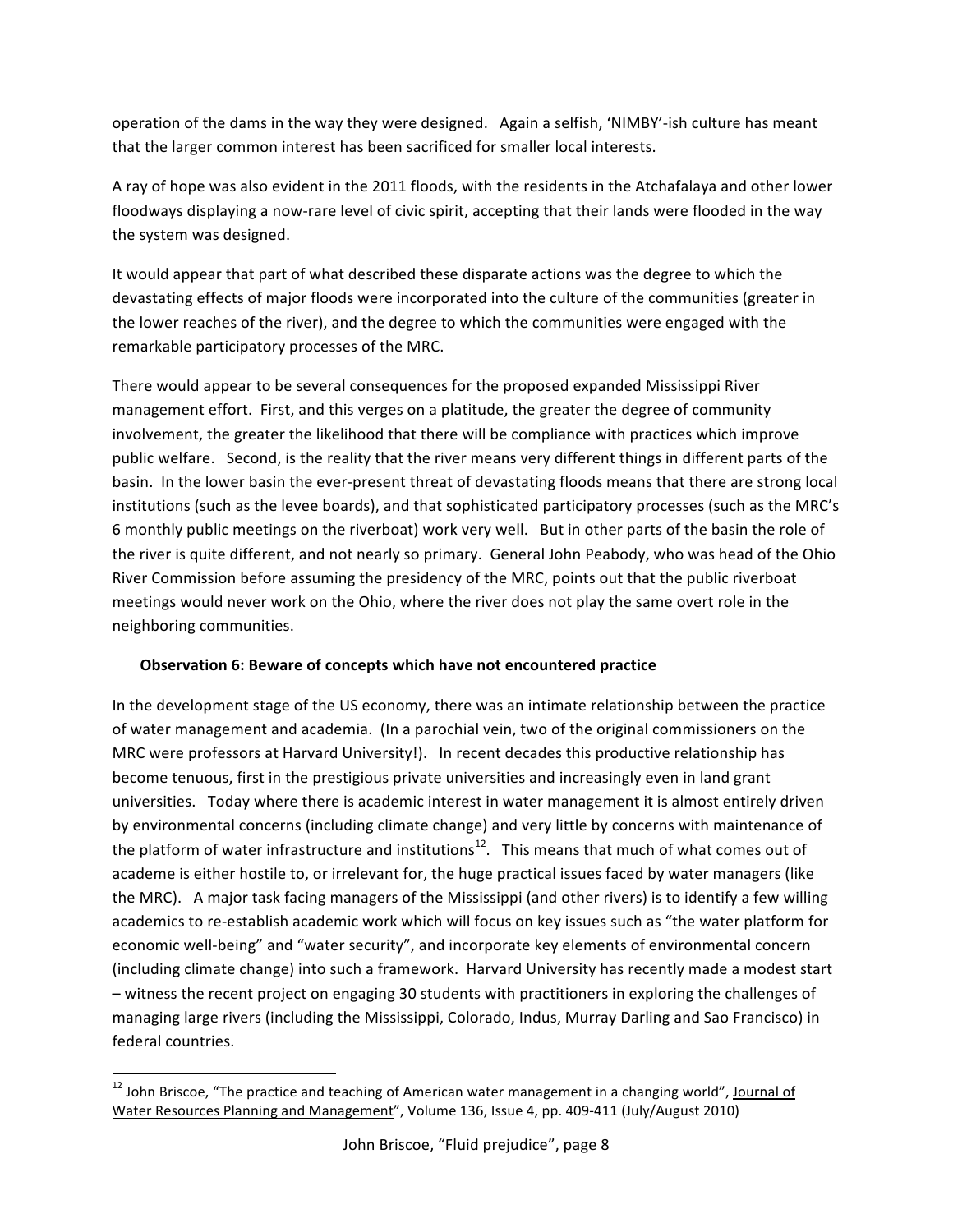operation of the dams in the way they were designed. Again a selfish, 'NIMBY'-ish culture has meant that the larger common interest has been sacrificed for smaller local interests.

A ray of hope was also evident in the 2011 floods, with the residents in the Atchafalaya and other lower floodways displaying a now-rare level of civic spirit, accepting that their lands were flooded in the way the system was designed.

It would appear that part of what described these disparate actions was the degree to which the devastating effects of major floods were incorporated into the culture of the communities (greater in the lower reaches of the river), and the degree to which the communities were engaged with the remarkable participatory processes of the MRC.

There would appear to be several consequences for the proposed expanded Mississippi River management effort. First, and this verges on a platitude, the greater the degree of community involvement, the greater the likelihood that there will be compliance with practices which improve public welfare. Second, is the reality that the river means very different things in different parts of the basin. In the lower basin the ever-present threat of devastating floods means that there are strong local institutions (such as the levee boards), and that sophisticated participatory processes (such as the MRC's 6 monthly public meetings on the riverboat) work very well. But in other parts of the basin the role of the river is quite different, and not nearly so primary. General John Peabody, who was head of the Ohio River Commission before assuming the presidency of the MRC, points out that the public riverboat meetings would never work on the Ohio, where the river does not play the same overt role in the neighboring communities.

**Observation 6: Beware of concepts which have not encountered practice**

In the development stage of the US economy, there was an intimate relationship between the practice of water management and academia. (In a parochial vein, two of the original commissioners on the MRC were professors at Harvard University!). In recent decades this productive relationship has become tenuous, first in the prestigious private universities and increasingly even in land grant universities. Today where there is academic interest in water management it is almost entirely driven by environmental concerns (including climate change) and very little by concerns with maintenance of the platform of water infrastructure and institutions[12]. This means that much of what comes out of academe is either hostile to, or irrelevant for, the huge practical issues faced by water managers (like the MRC). A major task facing managers of the Mississippi (and other rivers) is to identify a few willing academics to re-establish academic work which will focus on key issues such as "the water platform for economic well-being" and "water security", and incorporate key elements of environmental concern (including climate change) into such a framework. Harvard University has recently made a modest start – witness the recent project on engaging 30 students with practitioners in exploring the challenges of managing large rivers (including the Mississippi, Colorado, Indus, Murray Darling and Sao Francisco) in federal countries.

---

[12] John Briscoe, "The practice and teaching of American water management in a changing world", Journal of Water Resources Planning and Management", Volume 136, Issue 4, pp. 409-411 (July/August 2010)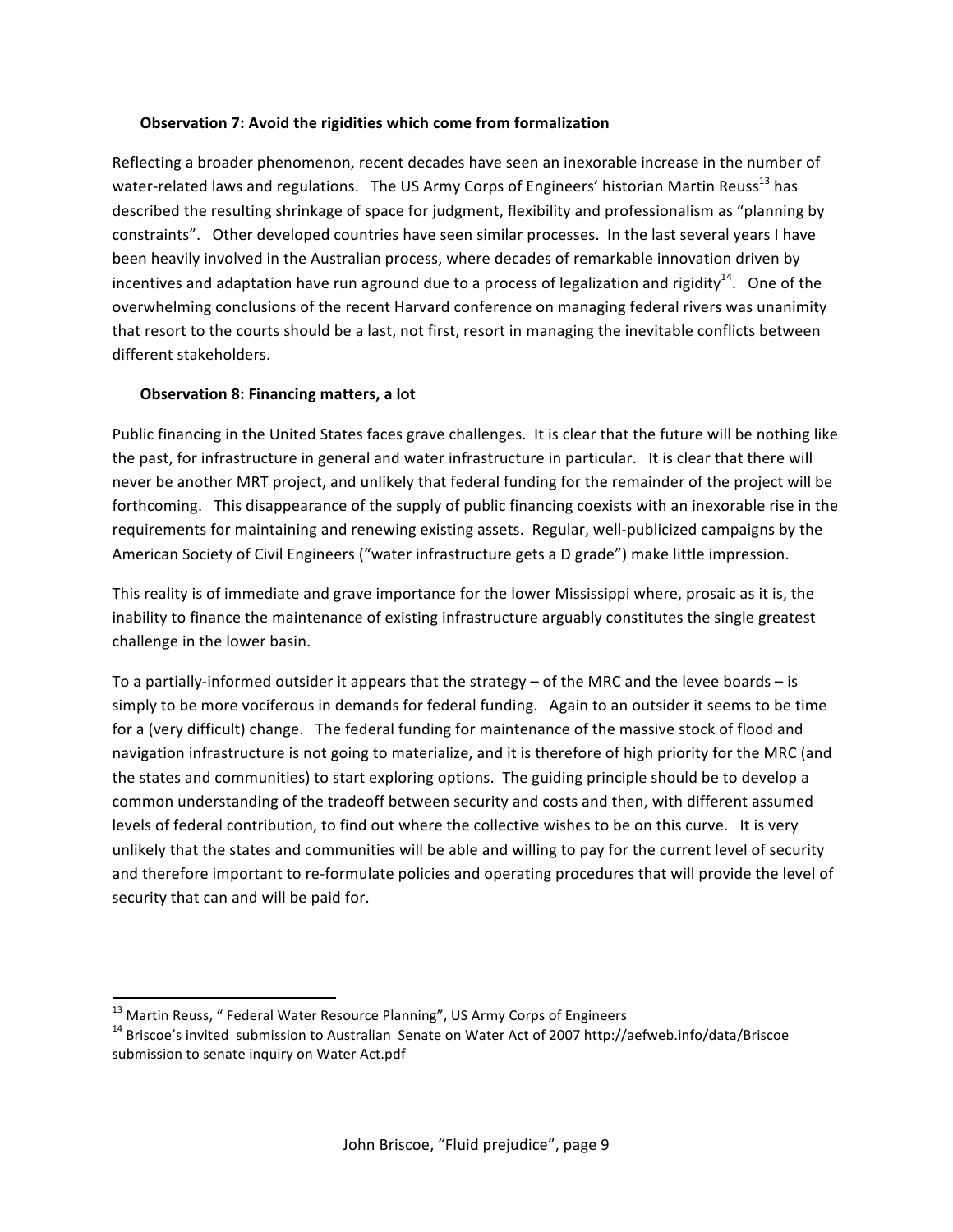### Observation 7: Avoid the rigidities which come from formalization

Reflecting a broader phenomenon, recent decades have seen an inexorable increase in the number of water-related laws and regulations. The US Army Corps of Engineers' historian Martin Reuss[13] has described the resulting shrinkage of space for judgment, flexibility and professionalism as "planning by constraints". Other developed countries have seen similar processes. In the last several years I have been heavily involved in the Australian process, where decades of remarkable innovation driven by incentives and adaptation have run aground due to a process of legalization and rigidity[14]. One of the overwhelming conclusions of the recent Harvard conference on managing federal rivers was unanimity that resort to the courts should be a last, not first, resort in managing the inevitable conflicts between different stakeholders.

### Observation 8: Financing matters, a lot

Public financing in the United States faces grave challenges. It is clear that the future will be nothing like the past, for infrastructure in general and water infrastructure in particular. It is clear that there will never be another MRT project, and unlikely that federal funding for the remainder of the project will be forthcoming. This disappearance of the supply of public financing coexists with an inexorable rise in the requirements for maintaining and renewing existing assets. Regular, well-publicized campaigns by the American Society of Civil Engineers ("water infrastructure gets a D grade") make little impression.

This reality is of immediate and grave importance for the lower Mississippi where, prosaic as it is, the inability to finance the maintenance of existing infrastructure arguably constitutes the single greatest challenge in the lower basin.

To a partially-informed outsider it appears that the strategy – of the MRC and the levee boards – is simply to be more vociferous in demands for federal funding. Again to an outsider it seems to be time for a (very difficult) change. The federal funding for maintenance of the massive stock of flood and navigation infrastructure is not going to materialize, and it is therefore of high priority for the MRC (and the states and communities) to start exploring options. The guiding principle should be to develop a common understanding of the tradeoff between security and costs and then, with different assumed levels of federal contribution, to find out where the collective wishes to be on this curve. It is very unlikely that the states and communities will be able and willing to pay for the current level of security and therefore important to re-formulate policies and operating procedures that will provide the level of security that can and will be paid for.

---

[13] Martin Reuss, " Federal Water Resource Planning", US Army Corps of Engineers

[14] Briscoe's invited submission to Australian Senate on Water Act of 2007 http://aefweb.info/data/Briscoe submission to senate inquiry on Water Act.pdf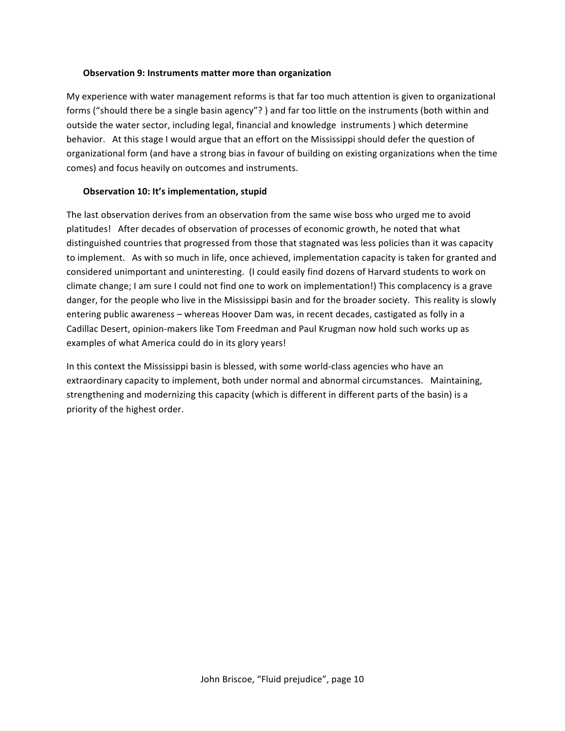**Observation 9: Instruments matter more than organization**

My experience with water management reforms is that far too much attention is given to organizational forms ("should there be a single basin agency"? ) and far too little on the instruments (both within and outside the water sector, including legal, financial and knowledge instruments ) which determine behavior. At this stage I would argue that an effort on the Mississippi should defer the question of organizational form (and have a strong bias in favour of building on existing organizations when the time comes) and focus heavily on outcomes and instruments.

**Observation 10: It's implementation, stupid**

The last observation derives from an observation from the same wise boss who urged me to avoid platitudes! After decades of observation of processes of economic growth, he noted that what distinguished countries that progressed from those that stagnated was less policies than it was capacity to implement. As with so much in life, once achieved, implementation capacity is taken for granted and considered unimportant and uninteresting. (I could easily find dozens of Harvard students to work on climate change; I am sure I could not find one to work on implementation!) This complacency is a grave danger, for the people who live in the Mississippi basin and for the broader society. This reality is slowly entering public awareness – whereas Hoover Dam was, in recent decades, castigated as folly in a Cadillac Desert, opinion-makers like Tom Freedman and Paul Krugman now hold such works up as examples of what America could do in its glory years!

In this context the Mississippi basin is blessed, with some world-class agencies who have an extraordinary capacity to implement, both under normal and abnormal circumstances. Maintaining, strengthening and modernizing this capacity (which is different in different parts of the basin) is a priority of the highest order.